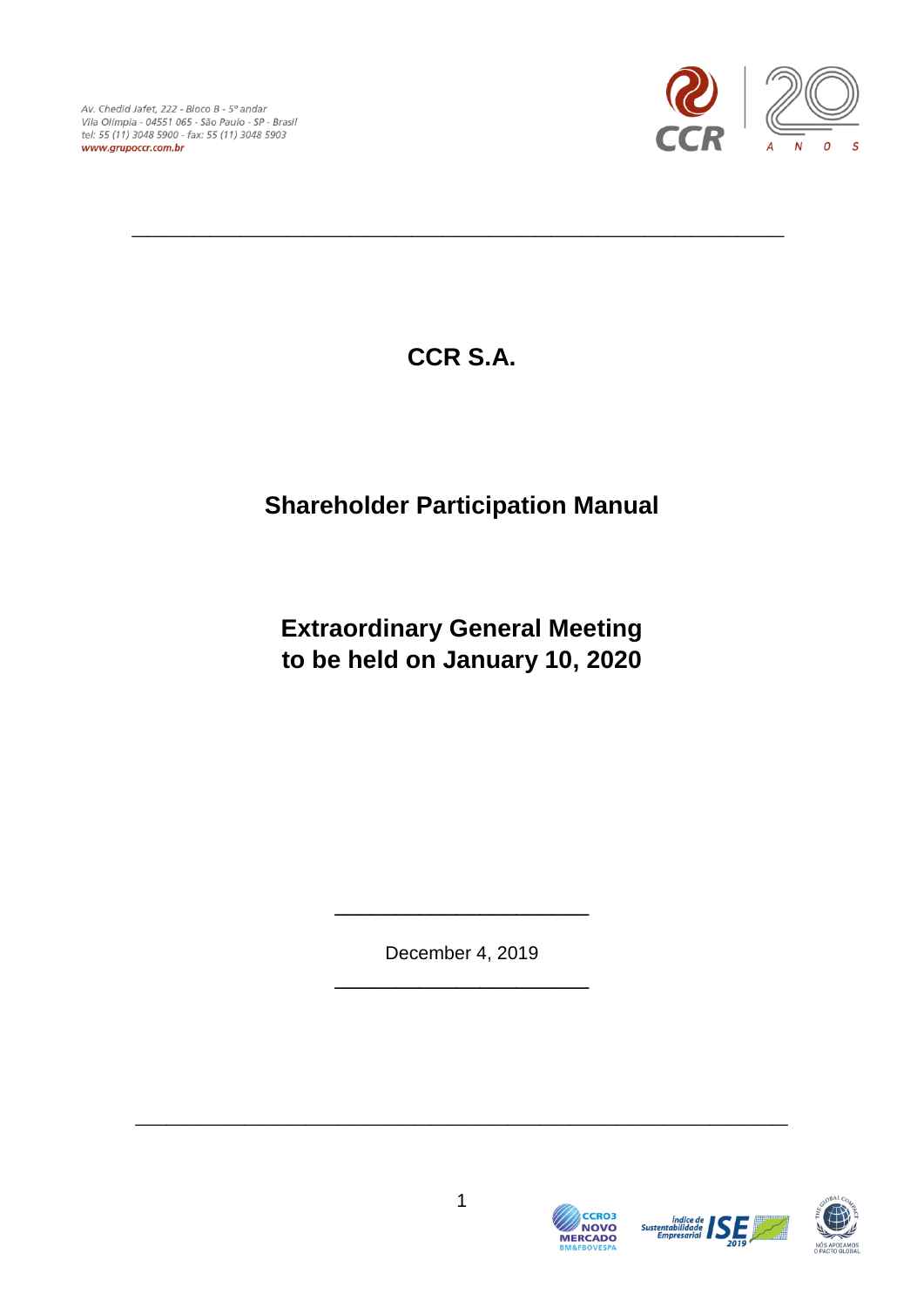Av. Chedid Jafet, 222 - Bloco B - 5º andar
Vila Olímpia - 04551 065 - São Paulo - SP - Brasil
tel: 55 (11) 3048 5900 - fax: 55 (11) 3048 5903
www.grupoccr.com.br

# CCR S.A.

## Shareholder Participation Manual

## Extraordinary General Meeting to be held on January 10, 2020

December 4, 2019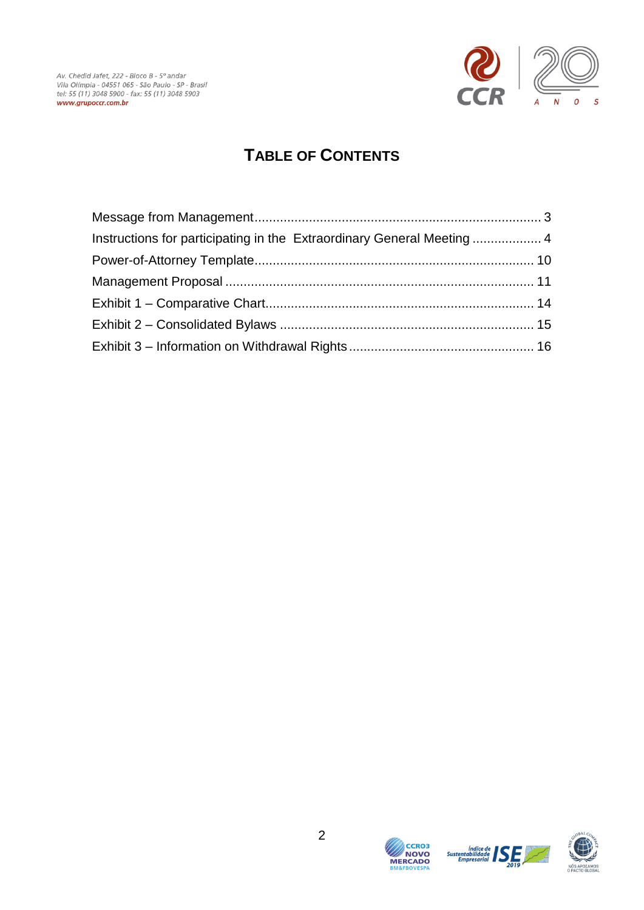# TABLE OF CONTENTS

Message from Management ............................................................................. 3

Instructions for participating in the Extraordinary General Meeting ................... 4

Power-of-Attorney Template........................................................................... 10

Management Proposal .................................................................................. 11

Exhibit 1 – Comparative Chart........................................................................ 14

Exhibit 2 – Consolidated Bylaws .................................................................... 15

Exhibit 3 – Information on Withdrawal Rights ................................................. 16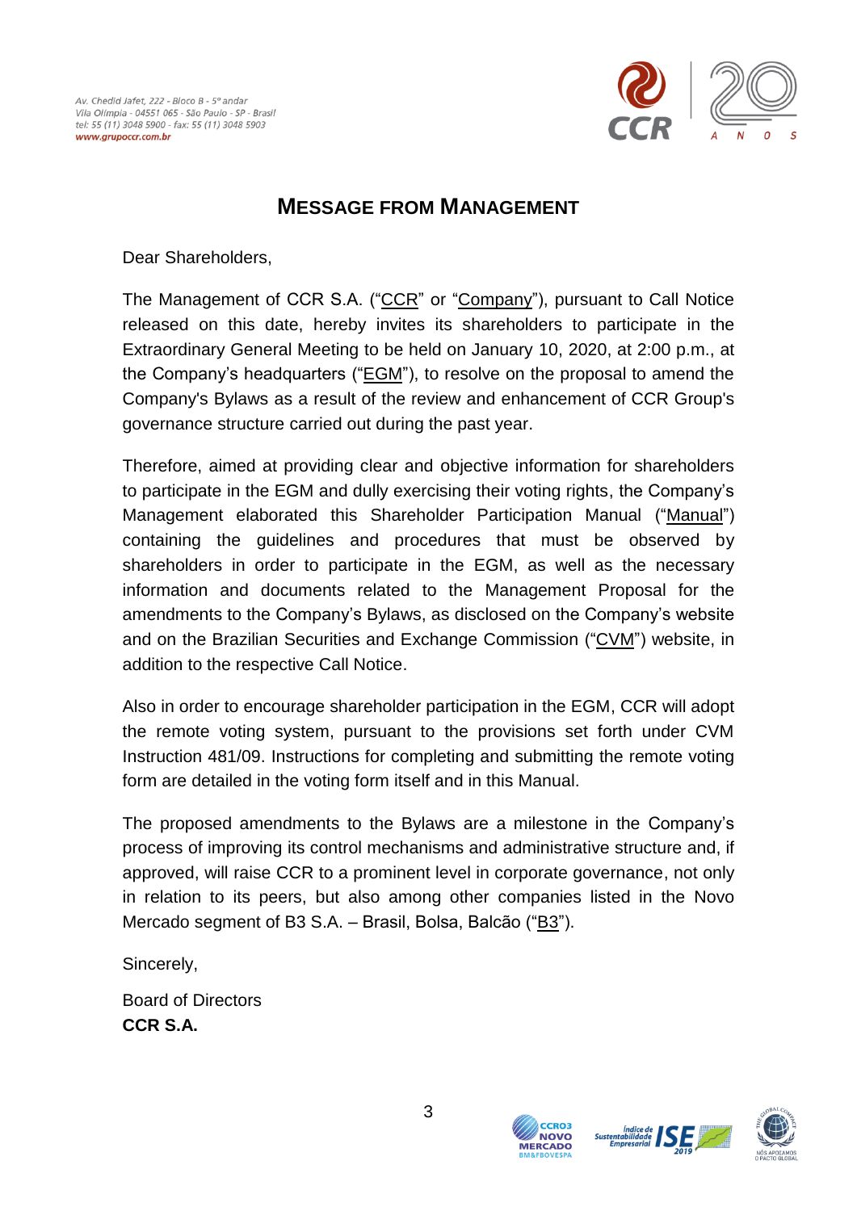# MESSAGE FROM MANAGEMENT

Dear Shareholders,

The Management of CCR S.A. ("CCR" or "Company"), pursuant to Call Notice released on this date, hereby invites its shareholders to participate in the Extraordinary General Meeting to be held on January 10, 2020, at 2:00 p.m., at the Company's headquarters ("EGM"), to resolve on the proposal to amend the Company's Bylaws as a result of the review and enhancement of CCR Group's governance structure carried out during the past year.

Therefore, aimed at providing clear and objective information for shareholders to participate in the EGM and dully exercising their voting rights, the Company's Management elaborated this Shareholder Participation Manual ("Manual") containing the guidelines and procedures that must be observed by shareholders in order to participate in the EGM, as well as the necessary information and documents related to the Management Proposal for the amendments to the Company's Bylaws, as disclosed on the Company's website and on the Brazilian Securities and Exchange Commission ("CVM") website, in addition to the respective Call Notice.

Also in order to encourage shareholder participation in the EGM, CCR will adopt the remote voting system, pursuant to the provisions set forth under CVM Instruction 481/09. Instructions for completing and submitting the remote voting form are detailed in the voting form itself and in this Manual.

The proposed amendments to the Bylaws are a milestone in the Company's process of improving its control mechanisms and administrative structure and, if approved, will raise CCR to a prominent level in corporate governance, not only in relation to its peers, but also among other companies listed in the Novo Mercado segment of B3 S.A. – Brasil, Bolsa, Balcão ("B3").

Sincerely,

Board of Directors
**CCR S.A.**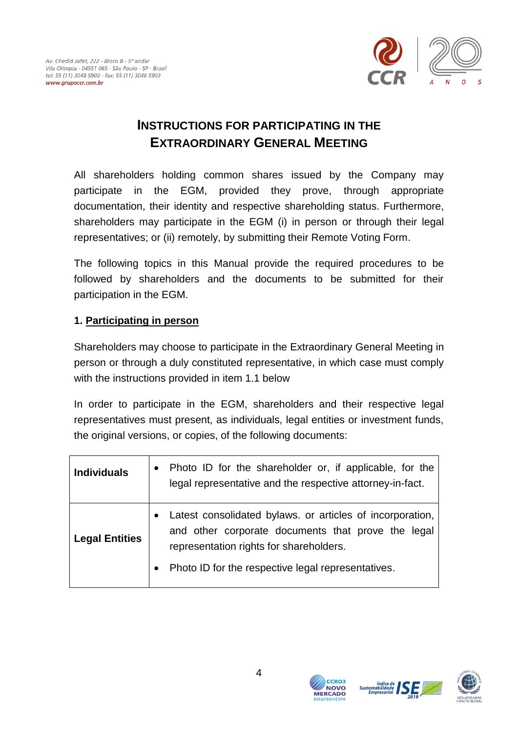# INSTRUCTIONS FOR PARTICIPATING IN THE EXTRAORDINARY GENERAL MEETING

All shareholders holding common shares issued by the Company may participate in the EGM, provided they prove, through appropriate documentation, their identity and respective shareholding status. Furthermore, shareholders may participate in the EGM (i) in person or through their legal representatives; or (ii) remotely, by submitting their Remote Voting Form.

The following topics in this Manual provide the required procedures to be followed by shareholders and the documents to be submitted for their participation in the EGM.

## 1. Participating in person

Shareholders may choose to participate in the Extraordinary General Meeting in person or through a duly constituted representative, in which case must comply with the instructions provided in item 1.1 below

In order to participate in the EGM, shareholders and their respective legal representatives must present, as individuals, legal entities or investment funds, the original versions, or copies, of the following documents:

| | |
|---|---|
| **Individuals** | • Photo ID for the shareholder or, if applicable, for the legal representative and the respective attorney-in-fact. |
| **Legal Entities** | • Latest consolidated bylaws. or articles of incorporation, and other corporate documents that prove the legal representation rights for shareholders.<br>• Photo ID for the respective legal representatives. |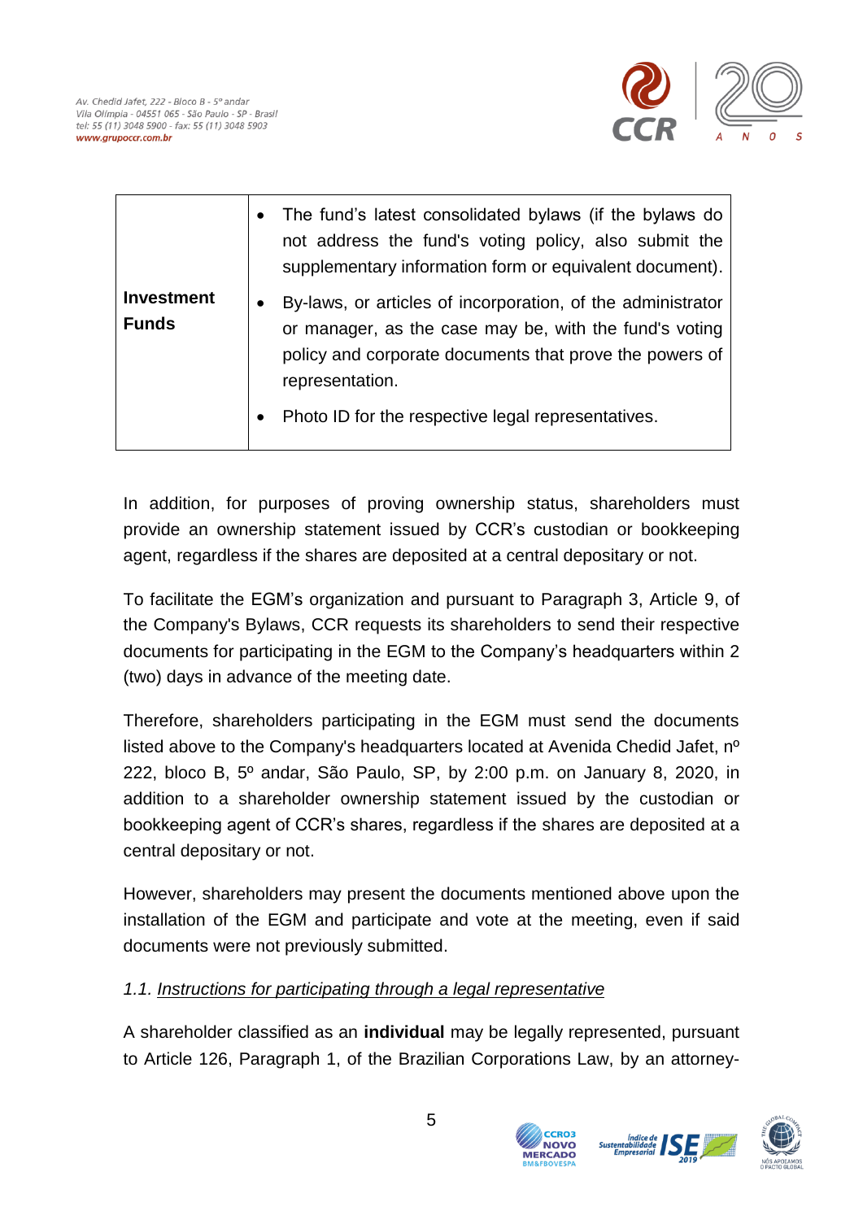| | |
|---|---|
| **Investment Funds** | • The fund's latest consolidated bylaws (if the bylaws do not address the fund's voting policy, also submit the supplementary information form or equivalent document).<br>• By-laws, or articles of incorporation, of the administrator or manager, as the case may be, with the fund's voting policy and corporate documents that prove the powers of representation.<br>• Photo ID for the respective legal representatives. |

In addition, for purposes of proving ownership status, shareholders must provide an ownership statement issued by CCR's custodian or bookkeeping agent, regardless if the shares are deposited at a central depositary or not.

To facilitate the EGM's organization and pursuant to Paragraph 3, Article 9, of the Company's Bylaws, CCR requests its shareholders to send their respective documents for participating in the EGM to the Company's headquarters within 2 (two) days in advance of the meeting date.

Therefore, shareholders participating in the EGM must send the documents listed above to the Company's headquarters located at Avenida Chedid Jafet, nº 222, bloco B, 5º andar, São Paulo, SP, by 2:00 p.m. on January 8, 2020, in addition to a shareholder ownership statement issued by the custodian or bookkeeping agent of CCR's shares, regardless if the shares are deposited at a central depositary or not.

However, shareholders may present the documents mentioned above upon the installation of the EGM and participate and vote at the meeting, even if said documents were not previously submitted.

*1.1. Instructions for participating through a legal representative*

A shareholder classified as an **individual** may be legally represented, pursuant to Article 126, Paragraph 1, of the Brazilian Corporations Law, by an attorney-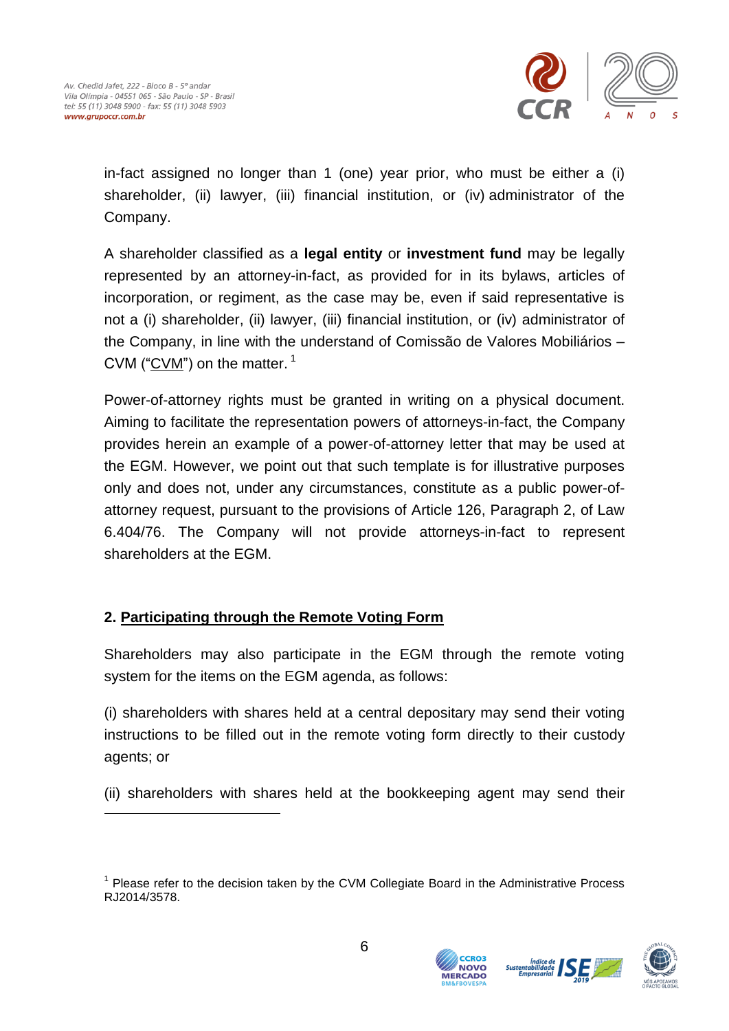in-fact assigned no longer than 1 (one) year prior, who must be either a (i) shareholder, (ii) lawyer, (iii) financial institution, or (iv) administrator of the Company.

A shareholder classified as a **legal entity** or **investment fund** may be legally represented by an attorney-in-fact, as provided for in its bylaws, articles of incorporation, or regiment, as the case may be, even if said representative is not a (i) shareholder, (ii) lawyer, (iii) financial institution, or (iv) administrator of the Company, in line with the understand of Comissão de Valores Mobiliários – CVM ("CVM") on the matter. [1]

Power-of-attorney rights must be granted in writing on a physical document. Aiming to facilitate the representation powers of attorneys-in-fact, the Company provides herein an example of a power-of-attorney letter that may be used at the EGM. However, we point out that such template is for illustrative purposes only and does not, under any circumstances, constitute as a public power-of-attorney request, pursuant to the provisions of Article 126, Paragraph 2, of Law 6.404/76. The Company will not provide attorneys-in-fact to represent shareholders at the EGM.

## 2. Participating through the Remote Voting Form

Shareholders may also participate in the EGM through the remote voting system for the items on the EGM agenda, as follows:

(i) shareholders with shares held at a central depositary may send their voting instructions to be filled out in the remote voting form directly to their custody agents; or

(ii) shareholders with shares held at the bookkeeping agent may send their

---

[1] Please refer to the decision taken by the CVM Collegiate Board in the Administrative Process RJ2014/3578.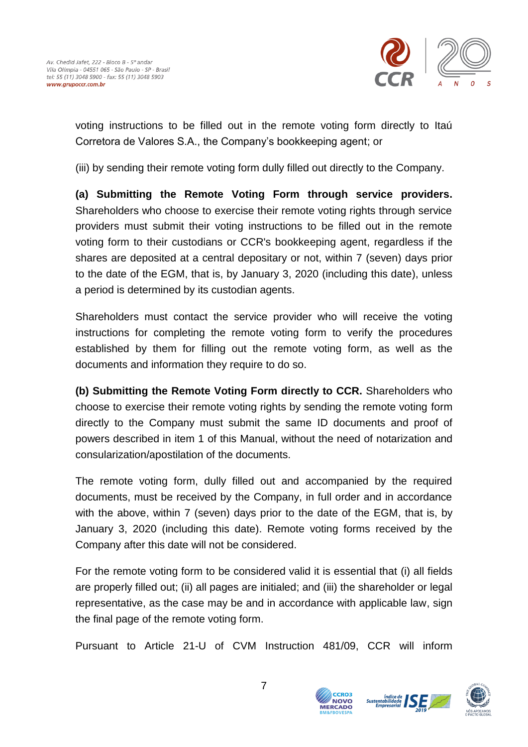voting instructions to be filled out in the remote voting form directly to Itaú Corretora de Valores S.A., the Company's bookkeeping agent; or

(iii) by sending their remote voting form dully filled out directly to the Company.

**(a) Submitting the Remote Voting Form through service providers.** Shareholders who choose to exercise their remote voting rights through service providers must submit their voting instructions to be filled out in the remote voting form to their custodians or CCR's bookkeeping agent, regardless if the shares are deposited at a central depositary or not, within 7 (seven) days prior to the date of the EGM, that is, by January 3, 2020 (including this date), unless a period is determined by its custodian agents.

Shareholders must contact the service provider who will receive the voting instructions for completing the remote voting form to verify the procedures established by them for filling out the remote voting form, as well as the documents and information they require to do so.

**(b) Submitting the Remote Voting Form directly to CCR.** Shareholders who choose to exercise their remote voting rights by sending the remote voting form directly to the Company must submit the same ID documents and proof of powers described in item 1 of this Manual, without the need of notarization and consularization/apostilation of the documents.

The remote voting form, dully filled out and accompanied by the required documents, must be received by the Company, in full order and in accordance with the above, within 7 (seven) days prior to the date of the EGM, that is, by January 3, 2020 (including this date). Remote voting forms received by the Company after this date will not be considered.

For the remote voting form to be considered valid it is essential that (i) all fields are properly filled out; (ii) all pages are initialed; and (iii) the shareholder or legal representative, as the case may be and in accordance with applicable law, sign the final page of the remote voting form.

Pursuant to Article 21-U of CVM Instruction 481/09, CCR will inform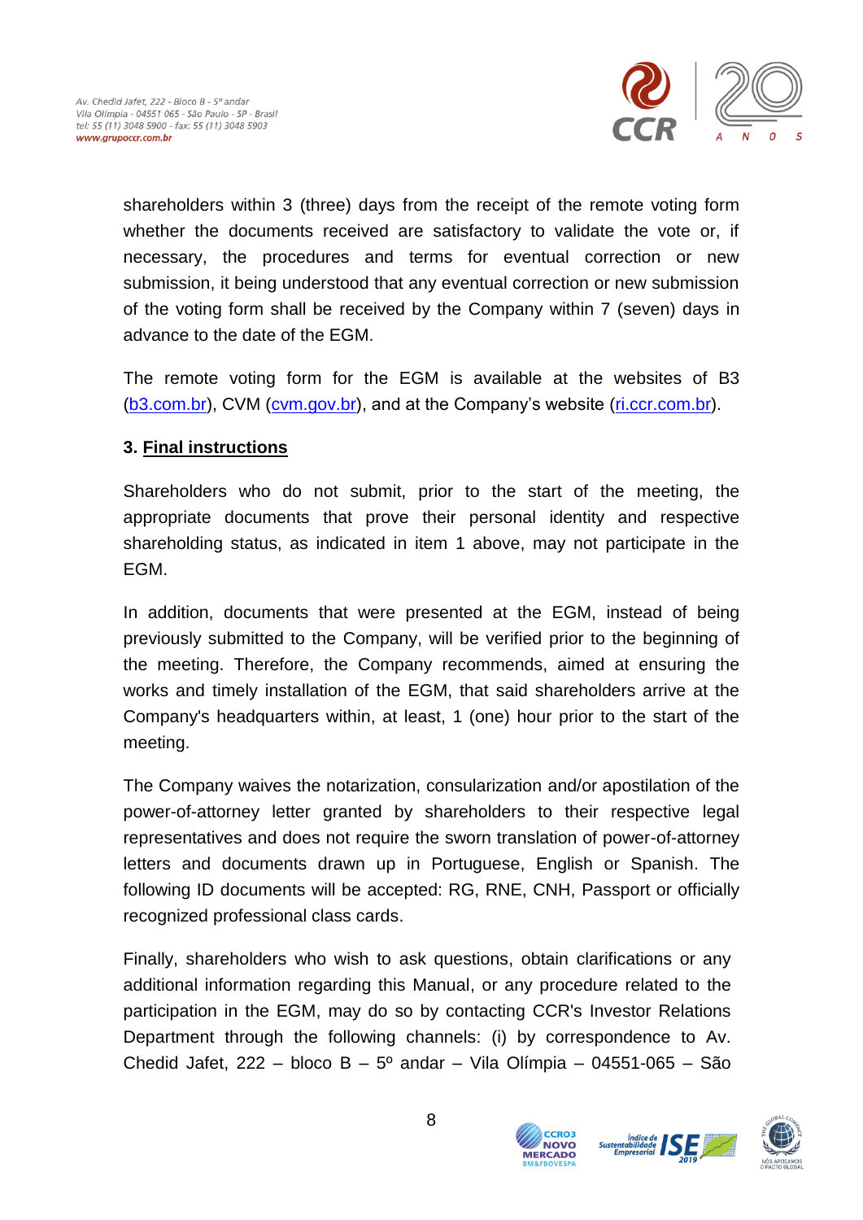shareholders within 3 (three) days from the receipt of the remote voting form whether the documents received are satisfactory to validate the vote or, if necessary, the procedures and terms for eventual correction or new submission, it being understood that any eventual correction or new submission of the voting form shall be received by the Company within 7 (seven) days in advance to the date of the EGM.

The remote voting form for the EGM is available at the websites of B3 (b3.com.br), CVM (cvm.gov.br), and at the Company's website (ri.ccr.com.br).

### 3. **Final instructions**

Shareholders who do not submit, prior to the start of the meeting, the appropriate documents that prove their personal identity and respective shareholding status, as indicated in item 1 above, may not participate in the EGM.

In addition, documents that were presented at the EGM, instead of being previously submitted to the Company, will be verified prior to the beginning of the meeting. Therefore, the Company recommends, aimed at ensuring the works and timely installation of the EGM, that said shareholders arrive at the Company's headquarters within, at least, 1 (one) hour prior to the start of the meeting.

The Company waives the notarization, consularization and/or apostilation of the power-of-attorney letter granted by shareholders to their respective legal representatives and does not require the sworn translation of power-of-attorney letters and documents drawn up in Portuguese, English or Spanish. The following ID documents will be accepted: RG, RNE, CNH, Passport or officially recognized professional class cards.

Finally, shareholders who wish to ask questions, obtain clarifications or any additional information regarding this Manual, or any procedure related to the participation in the EGM, may do so by contacting CCR's Investor Relations Department through the following channels: (i) by correspondence to Av. Chedid Jafet, 222 – bloco B – 5º andar – Vila Olímpia – 04551-065 – São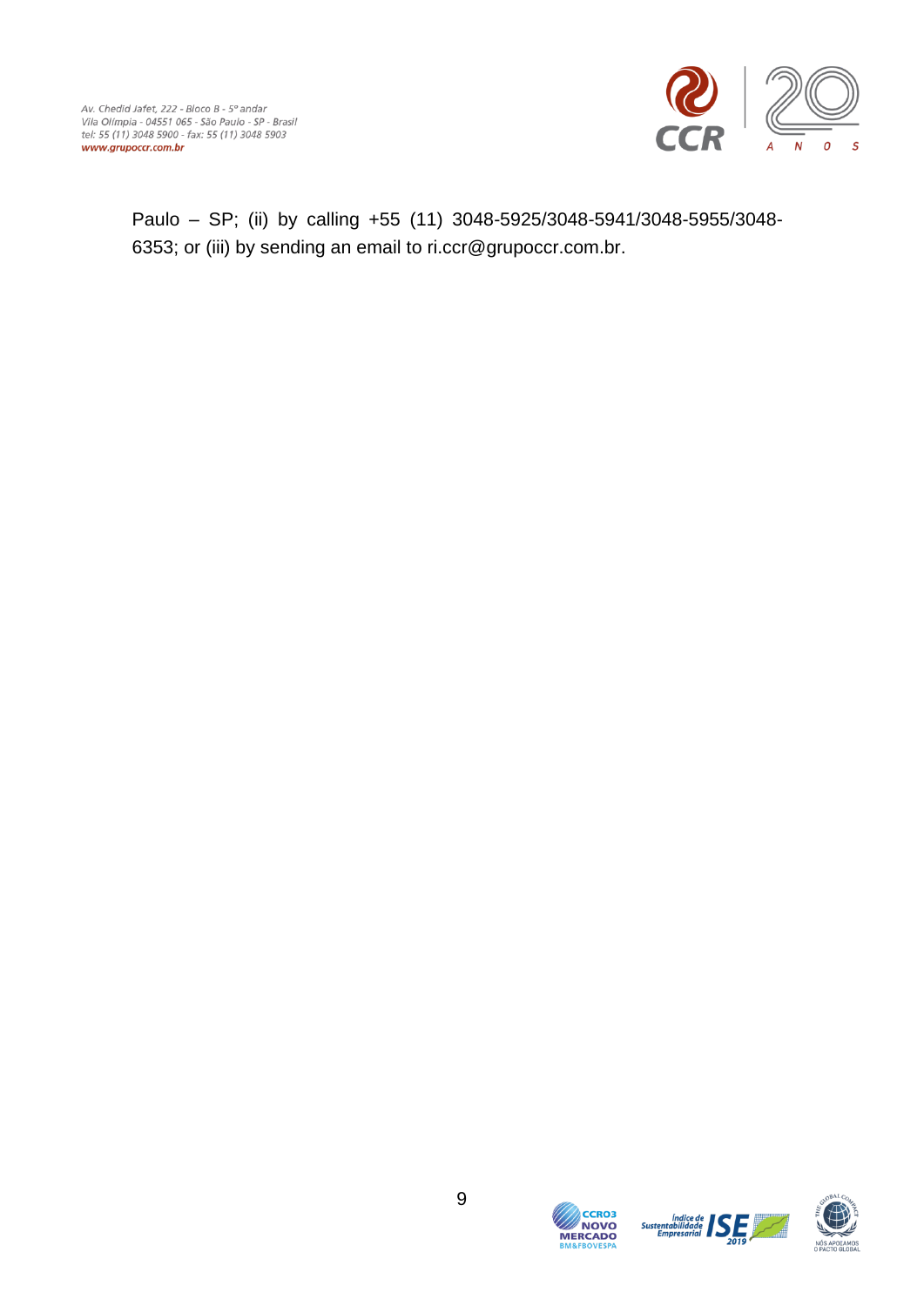Paulo – SP; (ii) by calling +55 (11) 3048-5925/3048-5941/3048-5955/3048-6353; or (iii) by sending an email to ri.ccr@grupoccr.com.br.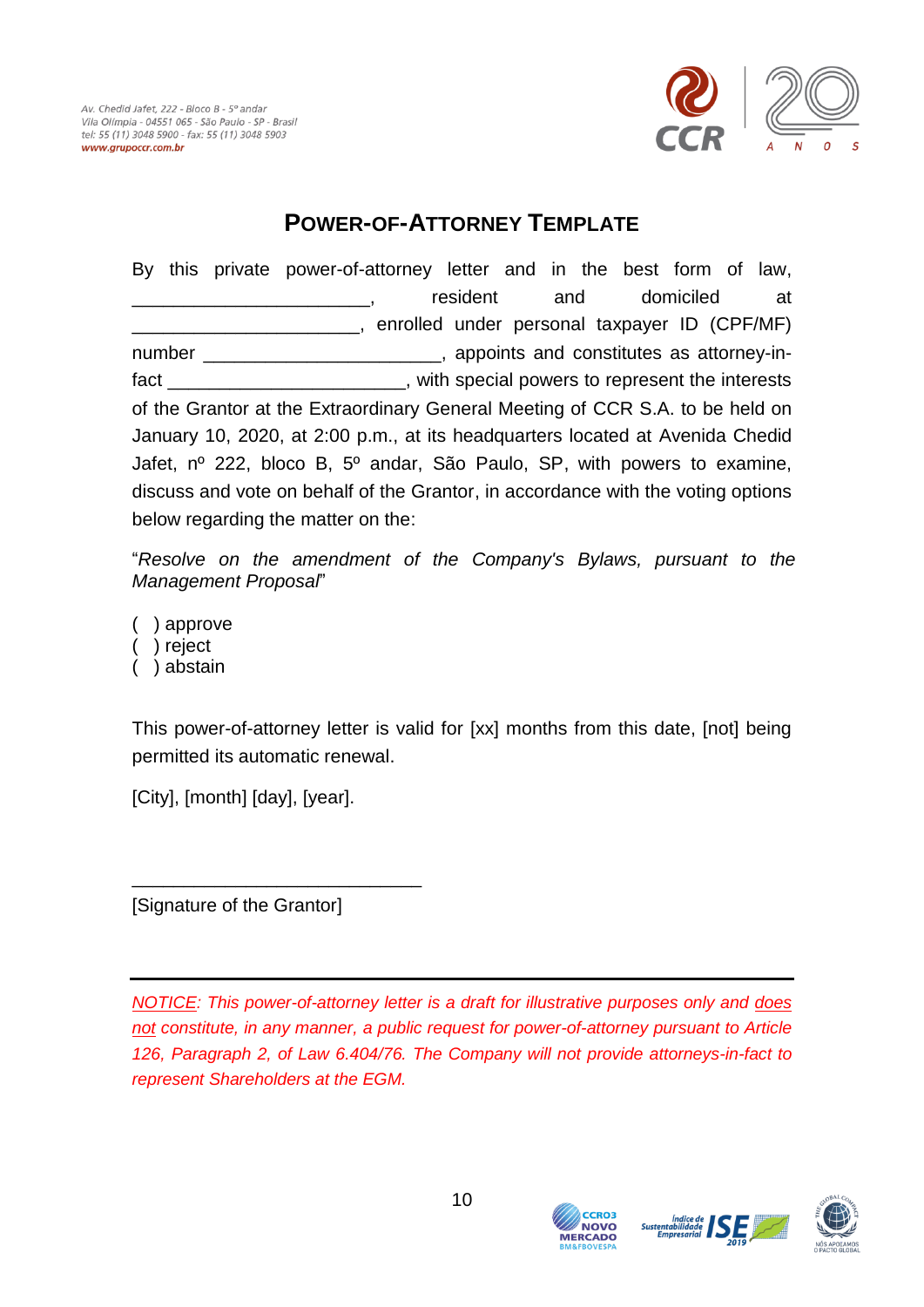## POWER-OF-ATTORNEY TEMPLATE

By this private power-of-attorney letter and in the best form of law, _______________________, resident and domiciled at ______________________, enrolled under personal taxpayer ID (CPF/MF) number _______________________, appoints and constitutes as attorney-in-fact _______________________, with special powers to represent the interests of the Grantor at the Extraordinary General Meeting of CCR S.A. to be held on January 10, 2020, at 2:00 p.m., at its headquarters located at Avenida Chedid Jafet, nº 222, bloco B, 5º andar, São Paulo, SP, with powers to examine, discuss and vote on behalf of the Grantor, in accordance with the voting options below regarding the matter on the:

"*Resolve on the amendment of the Company's Bylaws, pursuant to the Management Proposal*"

( ) approve
( ) reject
( ) abstain

This power-of-attorney letter is valid for [xx] months from this date, [not] being permitted its automatic renewal.

[City], [month] [day], [year].

____________________________

[Signature of the Grantor]

---

*NOTICE: This power-of-attorney letter is a draft for illustrative purposes only and does not constitute, in any manner, a public request for power-of-attorney pursuant to Article 126, Paragraph 2, of Law 6.404/76. The Company will not provide attorneys-in-fact to represent Shareholders at the EGM.*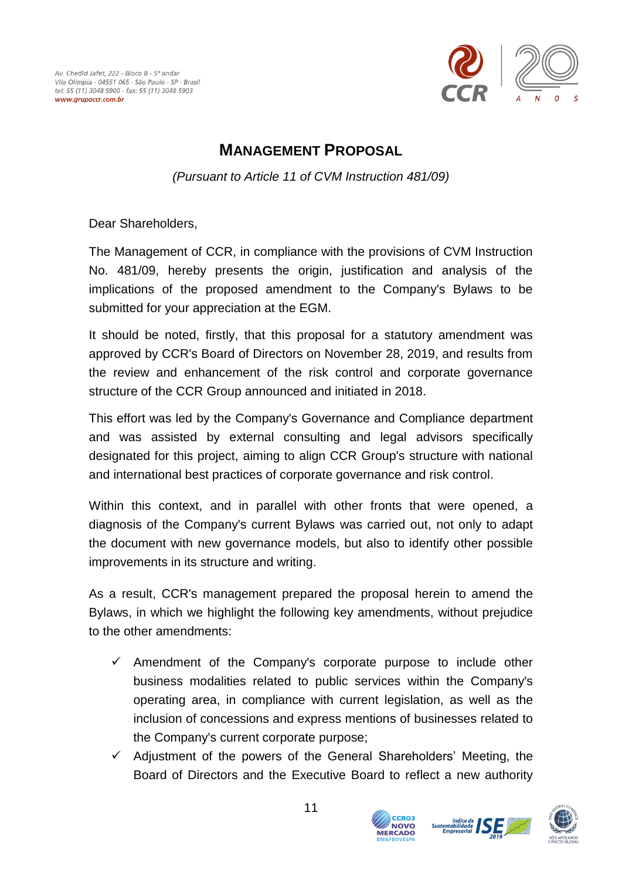# MANAGEMENT PROPOSAL

*(Pursuant to Article 11 of CVM Instruction 481/09)*

Dear Shareholders,

The Management of CCR, in compliance with the provisions of CVM Instruction No. 481/09, hereby presents the origin, justification and analysis of the implications of the proposed amendment to the Company's Bylaws to be submitted for your appreciation at the EGM.

It should be noted, firstly, that this proposal for a statutory amendment was approved by CCR's Board of Directors on November 28, 2019, and results from the review and enhancement of the risk control and corporate governance structure of the CCR Group announced and initiated in 2018.

This effort was led by the Company's Governance and Compliance department and was assisted by external consulting and legal advisors specifically designated for this project, aiming to align CCR Group's structure with national and international best practices of corporate governance and risk control.

Within this context, and in parallel with other fronts that were opened, a diagnosis of the Company's current Bylaws was carried out, not only to adapt the document with new governance models, but also to identify other possible improvements in its structure and writing.

As a result, CCR's management prepared the proposal herein to amend the Bylaws, in which we highlight the following key amendments, without prejudice to the other amendments:

- ✓ Amendment of the Company's corporate purpose to include other business modalities related to public services within the Company's operating area, in compliance with current legislation, as well as the inclusion of concessions and express mentions of businesses related to the Company's current corporate purpose;
- ✓ Adjustment of the powers of the General Shareholders' Meeting, the Board of Directors and the Executive Board to reflect a new authority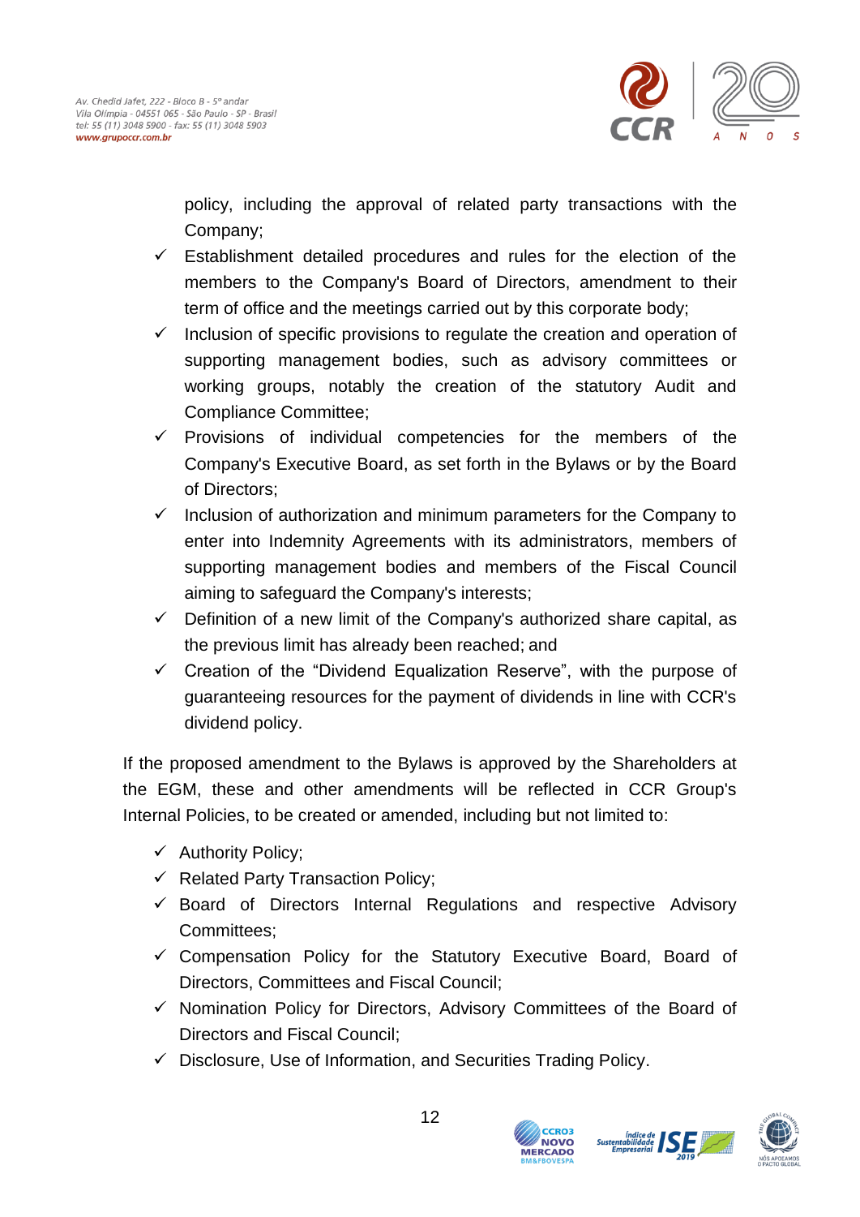policy, including the approval of related party transactions with the Company;

- ✓ Establishment detailed procedures and rules for the election of the members to the Company's Board of Directors, amendment to their term of office and the meetings carried out by this corporate body;
- ✓ Inclusion of specific provisions to regulate the creation and operation of supporting management bodies, such as advisory committees or working groups, notably the creation of the statutory Audit and Compliance Committee;
- ✓ Provisions of individual competencies for the members of the Company's Executive Board, as set forth in the Bylaws or by the Board of Directors;
- ✓ Inclusion of authorization and minimum parameters for the Company to enter into Indemnity Agreements with its administrators, members of supporting management bodies and members of the Fiscal Council aiming to safeguard the Company's interests;
- ✓ Definition of a new limit of the Company's authorized share capital, as the previous limit has already been reached; and
- ✓ Creation of the "Dividend Equalization Reserve", with the purpose of guaranteeing resources for the payment of dividends in line with CCR's dividend policy.

If the proposed amendment to the Bylaws is approved by the Shareholders at the EGM, these and other amendments will be reflected in CCR Group's Internal Policies, to be created or amended, including but not limited to:

- ✓ Authority Policy;
- ✓ Related Party Transaction Policy;
- ✓ Board of Directors Internal Regulations and respective Advisory Committees;
- ✓ Compensation Policy for the Statutory Executive Board, Board of Directors, Committees and Fiscal Council;
- ✓ Nomination Policy for Directors, Advisory Committees of the Board of Directors and Fiscal Council;
- ✓ Disclosure, Use of Information, and Securities Trading Policy.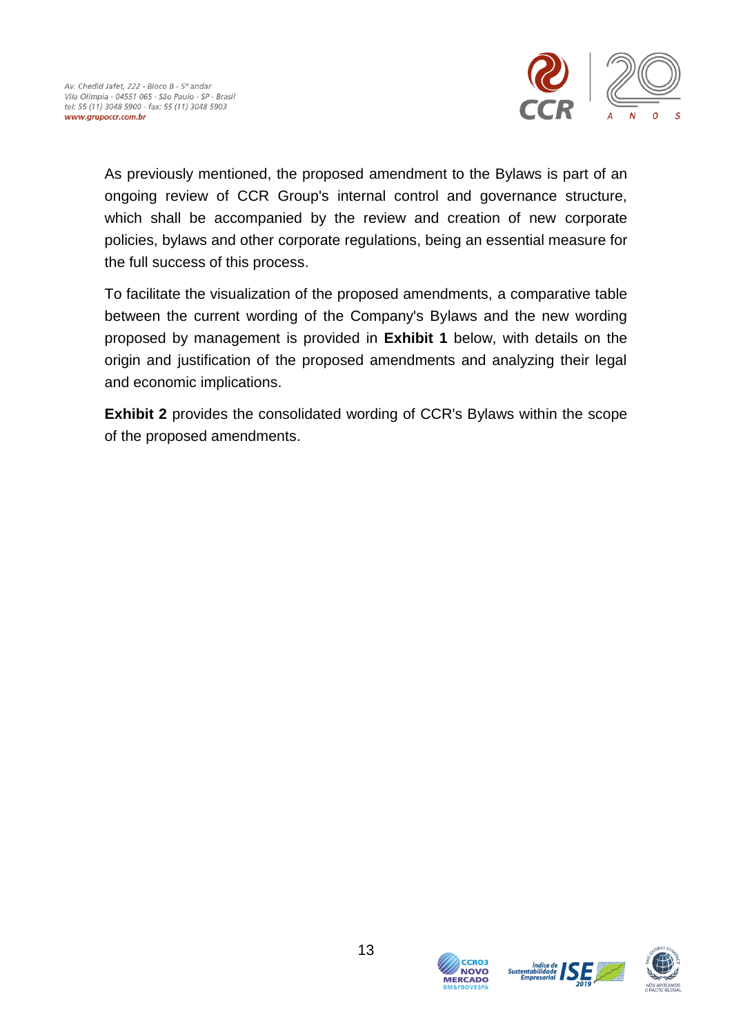As previously mentioned, the proposed amendment to the Bylaws is part of an ongoing review of CCR Group's internal control and governance structure, which shall be accompanied by the review and creation of new corporate policies, bylaws and other corporate regulations, being an essential measure for the full success of this process.

To facilitate the visualization of the proposed amendments, a comparative table between the current wording of the Company's Bylaws and the new wording proposed by management is provided in **Exhibit 1** below, with details on the origin and justification of the proposed amendments and analyzing their legal and economic implications.

**Exhibit 2** provides the consolidated wording of CCR's Bylaws within the scope of the proposed amendments.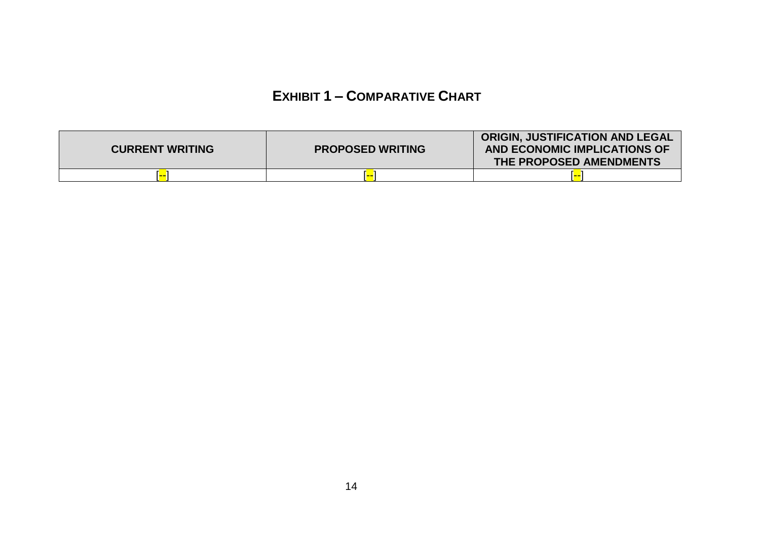# EXHIBIT 1 – COMPARATIVE CHART

| CURRENT WRITING | PROPOSED WRITING | ORIGIN, JUSTIFICATION AND LEGAL AND ECONOMIC IMPLICATIONS OF THE PROPOSED AMENDMENTS |
| --- | --- | --- |
| [--] | [--] | [--] |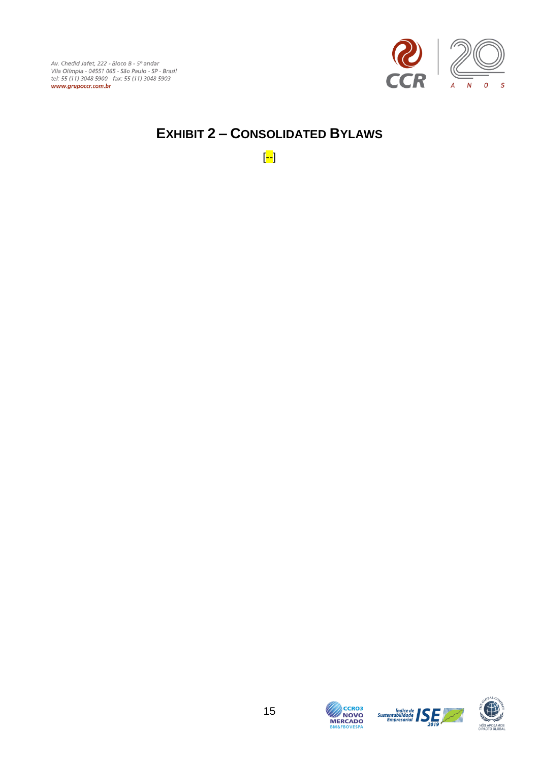# EXHIBIT 2 – CONSOLIDATED BYLAWS

[--]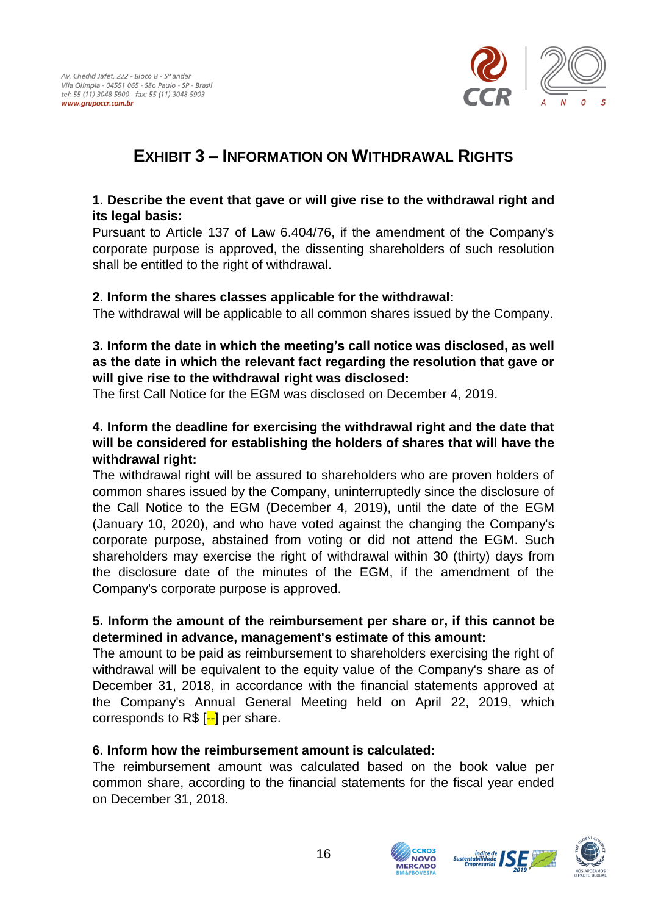# EXHIBIT 3 – INFORMATION ON WITHDRAWAL RIGHTS

**1. Describe the event that gave or will give rise to the withdrawal right and its legal basis:**

Pursuant to Article 137 of Law 6.404/76, if the amendment of the Company's corporate purpose is approved, the dissenting shareholders of such resolution shall be entitled to the right of withdrawal.

**2. Inform the shares classes applicable for the withdrawal:**

The withdrawal will be applicable to all common shares issued by the Company.

**3. Inform the date in which the meeting's call notice was disclosed, as well as the date in which the relevant fact regarding the resolution that gave or will give rise to the withdrawal right was disclosed:**

The first Call Notice for the EGM was disclosed on December 4, 2019.

**4. Inform the deadline for exercising the withdrawal right and the date that will be considered for establishing the holders of shares that will have the withdrawal right:**

The withdrawal right will be assured to shareholders who are proven holders of common shares issued by the Company, uninterruptedly since the disclosure of the Call Notice to the EGM (December 4, 2019), until the date of the EGM (January 10, 2020), and who have voted against the changing the Company's corporate purpose, abstained from voting or did not attend the EGM. Such shareholders may exercise the right of withdrawal within 30 (thirty) days from the disclosure date of the minutes of the EGM, if the amendment of the Company's corporate purpose is approved.

**5. Inform the amount of the reimbursement per share or, if this cannot be determined in advance, management's estimate of this amount:**

The amount to be paid as reimbursement to shareholders exercising the right of withdrawal will be equivalent to the equity value of the Company's share as of December 31, 2018, in accordance with the financial statements approved at the Company's Annual General Meeting held on April 22, 2019, which corresponds to R$ [--] per share.

**6. Inform how the reimbursement amount is calculated:**

The reimbursement amount was calculated based on the book value per common share, according to the financial statements for the fiscal year ended on December 31, 2018.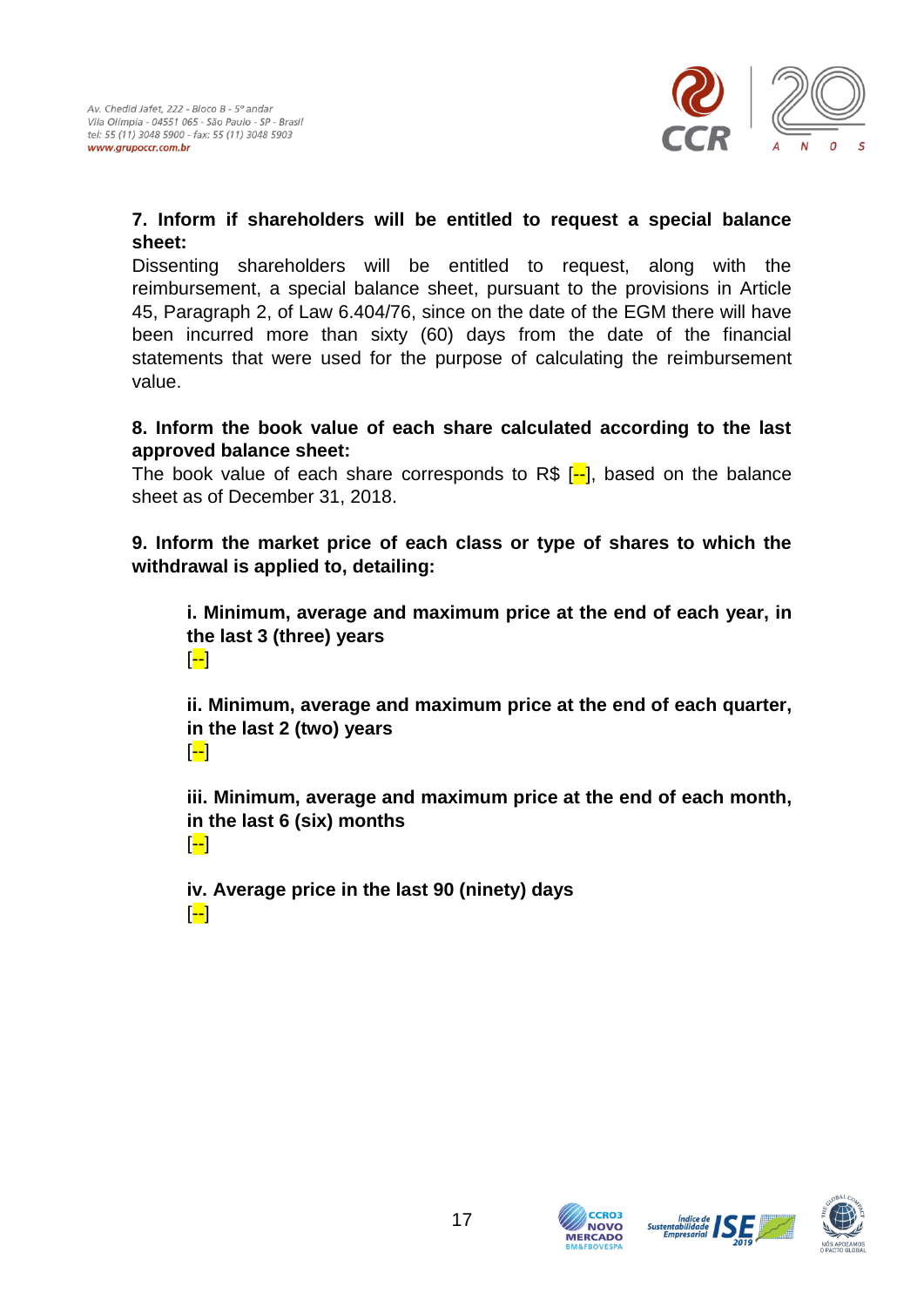**7. Inform if shareholders will be entitled to request a special balance sheet:**

Dissenting shareholders will be entitled to request, along with the reimbursement, a special balance sheet, pursuant to the provisions in Article 45, Paragraph 2, of Law 6.404/76, since on the date of the EGM there will have been incurred more than sixty (60) days from the date of the financial statements that were used for the purpose of calculating the reimbursement value.

**8. Inform the book value of each share calculated according to the last approved balance sheet:**

The book value of each share corresponds to R$ [--], based on the balance sheet as of December 31, 2018.

**9. Inform the market price of each class or type of shares to which the withdrawal is applied to, detailing:**

**i. Minimum, average and maximum price at the end of each year, in the last 3 (three) years**

[--]

**ii. Minimum, average and maximum price at the end of each quarter, in the last 2 (two) years**

[--]

**iii. Minimum, average and maximum price at the end of each month, in the last 6 (six) months**

[--]

**iv. Average price in the last 90 (ninety) days**

[--]